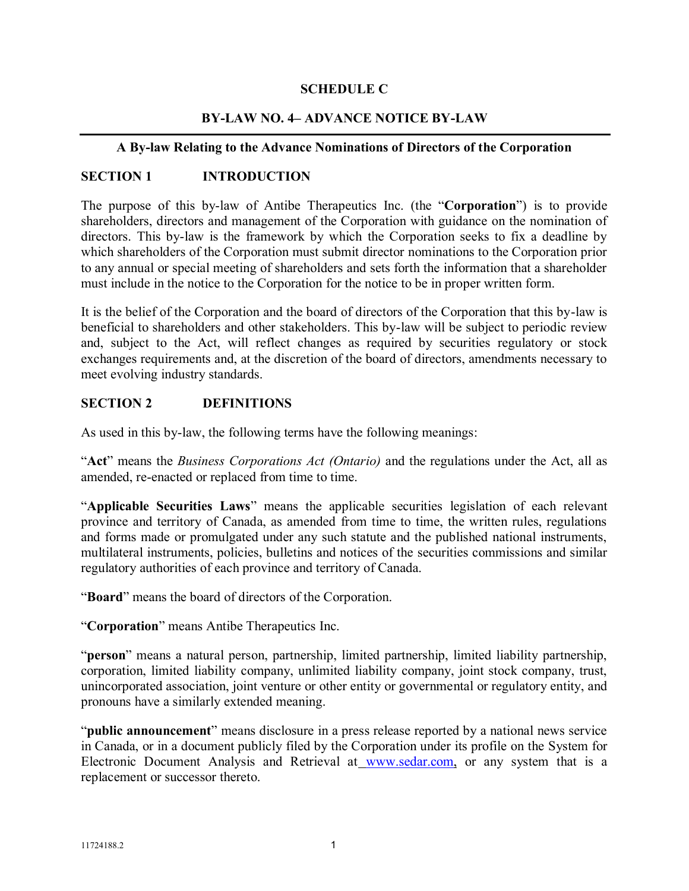# SCHEDULE C

## BY-LAW NO. 4– ADVANCE NOTICE BY-LAW

### A By-law Relating to the Advance Nominations of Directors of the Corporation

## SECTION 1 INTRODUCTION

The purpose of this by-law of Antibe Therapeutics Inc. (the "**Corporation**") is to provide shareholders, directors and management of the Corporation with guidance on the nomination of directors. This by-law is the framework by which the Corporation seeks to fix a deadline by which shareholders of the Corporation must submit director nominations to the Corporation prior to any annual or special meeting of shareholders and sets forth the information that a shareholder must include in the notice to the Corporation for the notice to be in proper written form.

It is the belief of the Corporation and the board of directors of the Corporation that this by-law is beneficial to shareholders and other stakeholders. This by-law will be subject to periodic review and, subject to the Act, will reflect changes as required by securities regulatory or stock exchanges requirements and, at the discretion of the board of directors, amendments necessary to meet evolving industry standards.

## SECTION 2 DEFINITIONS

As used in this by-law, the following terms have the following meanings:

"**Act**" means the *Business Corporations Act (Ontario)* and the regulations under the Act, all as amended, re-enacted or replaced from time to time.

"**Applicable Securities Laws**" means the applicable securities legislation of each relevant province and territory of Canada, as amended from time to time, the written rules, regulations and forms made or promulgated under any such statute and the published national instruments, multilateral instruments, policies, bulletins and notices of the securities commissions and similar regulatory authorities of each province and territory of Canada.

"**Board**" means the board of directors of the Corporation.

"**Corporation**" means Antibe Therapeutics Inc.

"**person**" means a natural person, partnership, limited partnership, limited liability partnership, corporation, limited liability company, unlimited liability company, joint stock company, trust, unincorporated association, joint venture or other entity or governmental or regulatory entity, and pronouns have a similarly extended meaning.

"**public announcement**" means disclosure in a press release reported by a national news service in Canada, or in a document publicly filed by the Corporation under its profile on the System for Electronic Document Analysis and Retrieval at www.sedar.com, or any system that is a replacement or successor thereto.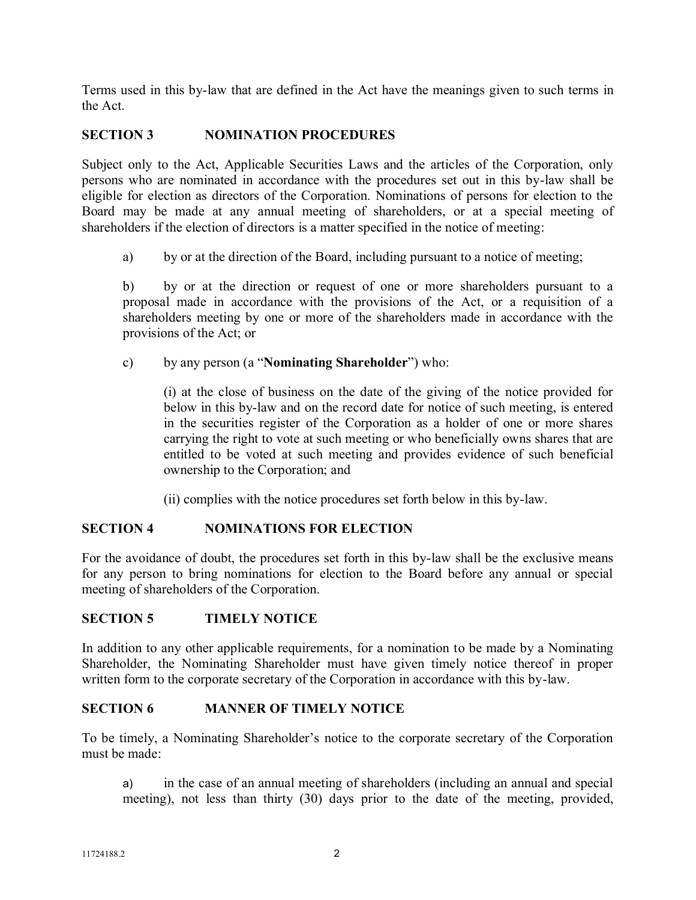Terms used in this by-law that are defined in the Act have the meanings given to such terms in the Act.

## SECTION 3 NOMINATION PROCEDURES

Subject only to the Act, Applicable Securities Laws and the articles of the Corporation, only persons who are nominated in accordance with the procedures set out in this by-law shall be eligible for election as directors of the Corporation. Nominations of persons for election to the Board may be made at any annual meeting of shareholders, or at a special meeting of shareholders if the election of directors is a matter specified in the notice of meeting:

a) by or at the direction of the Board, including pursuant to a notice of meeting;

b) by or at the direction or request of one or more shareholders pursuant to a proposal made in accordance with the provisions of the Act, or a requisition of a shareholders meeting by one or more of the shareholders made in accordance with the provisions of the Act; or

c) by any person (a "**Nominating Shareholder**") who:

(i) at the close of business on the date of the giving of the notice provided for below in this by-law and on the record date for notice of such meeting, is entered in the securities register of the Corporation as a holder of one or more shares carrying the right to vote at such meeting or who beneficially owns shares that are entitled to be voted at such meeting and provides evidence of such beneficial ownership to the Corporation; and

(ii) complies with the notice procedures set forth below in this by-law.

## SECTION 4 NOMINATIONS FOR ELECTION

For the avoidance of doubt, the procedures set forth in this by-law shall be the exclusive means for any person to bring nominations for election to the Board before any annual or special meeting of shareholders of the Corporation.

## SECTION 5 TIMELY NOTICE

In addition to any other applicable requirements, for a nomination to be made by a Nominating Shareholder, the Nominating Shareholder must have given timely notice thereof in proper written form to the corporate secretary of the Corporation in accordance with this by-law.

## SECTION 6 MANNER OF TIMELY NOTICE

To be timely, a Nominating Shareholder's notice to the corporate secretary of the Corporation must be made:

a) in the case of an annual meeting of shareholders (including an annual and special meeting), not less than thirty (30) days prior to the date of the meeting, provided,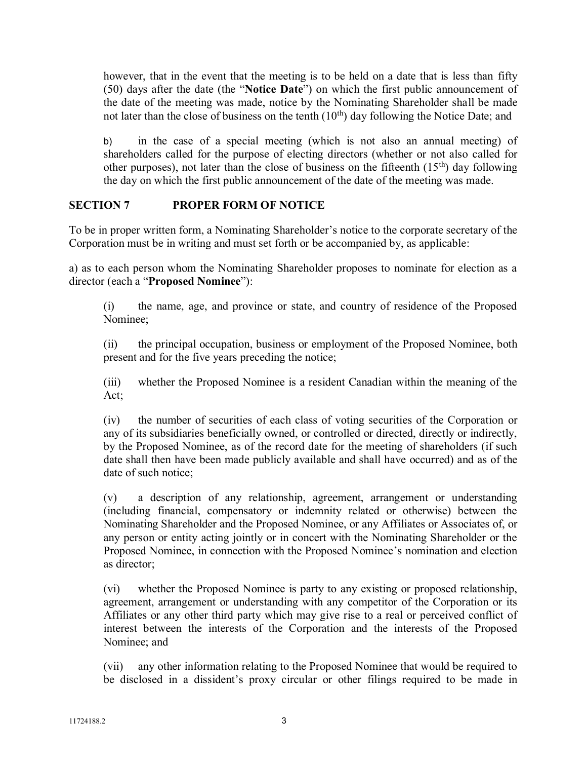however, that in the event that the meeting is to be held on a date that is less than fifty (50) days after the date (the "**Notice Date**") on which the first public announcement of the date of the meeting was made, notice by the Nominating Shareholder shall be made not later than the close of business on the tenth (10th) day following the Notice Date; and

b) in the case of a special meeting (which is not also an annual meeting) of shareholders called for the purpose of electing directors (whether or not also called for other purposes), not later than the close of business on the fifteenth (15th) day following the day on which the first public announcement of the date of the meeting was made.

## SECTION 7 PROPER FORM OF NOTICE

To be in proper written form, a Nominating Shareholder's notice to the corporate secretary of the Corporation must be in writing and must set forth or be accompanied by, as applicable:

a) as to each person whom the Nominating Shareholder proposes to nominate for election as a director (each a "**Proposed Nominee**"):

(i) the name, age, and province or state, and country of residence of the Proposed Nominee;

(ii) the principal occupation, business or employment of the Proposed Nominee, both present and for the five years preceding the notice;

(iii) whether the Proposed Nominee is a resident Canadian within the meaning of the Act;

(iv) the number of securities of each class of voting securities of the Corporation or any of its subsidiaries beneficially owned, or controlled or directed, directly or indirectly, by the Proposed Nominee, as of the record date for the meeting of shareholders (if such date shall then have been made publicly available and shall have occurred) and as of the date of such notice;

(v) a description of any relationship, agreement, arrangement or understanding (including financial, compensatory or indemnity related or otherwise) between the Nominating Shareholder and the Proposed Nominee, or any Affiliates or Associates of, or any person or entity acting jointly or in concert with the Nominating Shareholder or the Proposed Nominee, in connection with the Proposed Nominee's nomination and election as director;

(vi) whether the Proposed Nominee is party to any existing or proposed relationship, agreement, arrangement or understanding with any competitor of the Corporation or its Affiliates or any other third party which may give rise to a real or perceived conflict of interest between the interests of the Corporation and the interests of the Proposed Nominee; and

(vii) any other information relating to the Proposed Nominee that would be required to be disclosed in a dissident's proxy circular or other filings required to be made in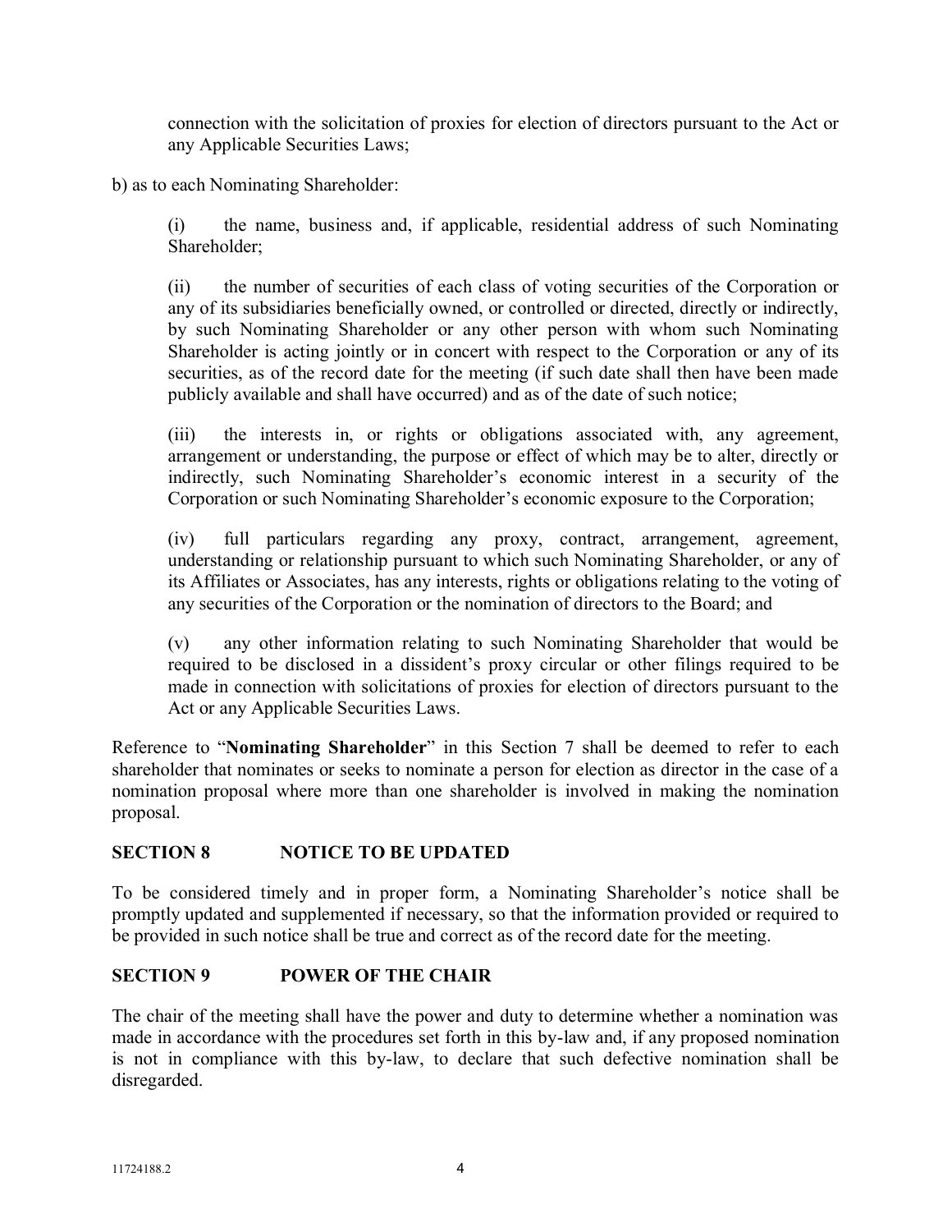connection with the solicitation of proxies for election of directors pursuant to the Act or any Applicable Securities Laws;

b) as to each Nominating Shareholder:

(i) the name, business and, if applicable, residential address of such Nominating Shareholder;

(ii) the number of securities of each class of voting securities of the Corporation or any of its subsidiaries beneficially owned, or controlled or directed, directly or indirectly, by such Nominating Shareholder or any other person with whom such Nominating Shareholder is acting jointly or in concert with respect to the Corporation or any of its securities, as of the record date for the meeting (if such date shall then have been made publicly available and shall have occurred) and as of the date of such notice;

(iii) the interests in, or rights or obligations associated with, any agreement, arrangement or understanding, the purpose or effect of which may be to alter, directly or indirectly, such Nominating Shareholder's economic interest in a security of the Corporation or such Nominating Shareholder's economic exposure to the Corporation;

(iv) full particulars regarding any proxy, contract, arrangement, agreement, understanding or relationship pursuant to which such Nominating Shareholder, or any of its Affiliates or Associates, has any interests, rights or obligations relating to the voting of any securities of the Corporation or the nomination of directors to the Board; and

(v) any other information relating to such Nominating Shareholder that would be required to be disclosed in a dissident's proxy circular or other filings required to be made in connection with solicitations of proxies for election of directors pursuant to the Act or any Applicable Securities Laws.

Reference to "**Nominating Shareholder**" in this Section 7 shall be deemed to refer to each shareholder that nominates or seeks to nominate a person for election as director in the case of a nomination proposal where more than one shareholder is involved in making the nomination proposal.

## SECTION 8 NOTICE TO BE UPDATED

To be considered timely and in proper form, a Nominating Shareholder's notice shall be promptly updated and supplemented if necessary, so that the information provided or required to be provided in such notice shall be true and correct as of the record date for the meeting.

## SECTION 9 POWER OF THE CHAIR

The chair of the meeting shall have the power and duty to determine whether a nomination was made in accordance with the procedures set forth in this by-law and, if any proposed nomination is not in compliance with this by-law, to declare that such defective nomination shall be disregarded.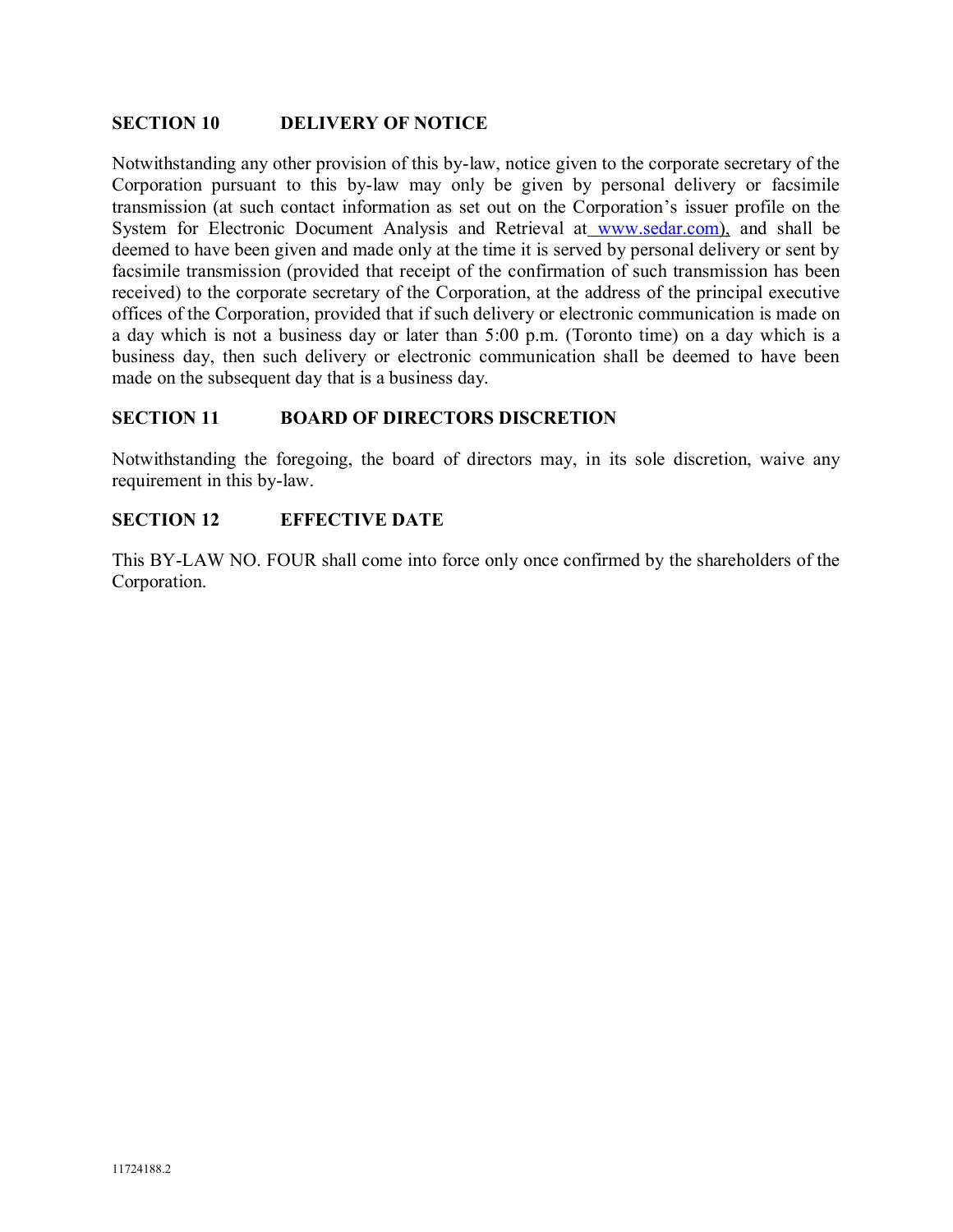## SECTION 10 DELIVERY OF NOTICE

Notwithstanding any other provision of this by-law, notice given to the corporate secretary of the Corporation pursuant to this by-law may only be given by personal delivery or facsimile transmission (at such contact information as set out on the Corporation's issuer profile on the System for Electronic Document Analysis and Retrieval at www.sedar.com), and shall be deemed to have been given and made only at the time it is served by personal delivery or sent by facsimile transmission (provided that receipt of the confirmation of such transmission has been received) to the corporate secretary of the Corporation, at the address of the principal executive offices of the Corporation, provided that if such delivery or electronic communication is made on a day which is not a business day or later than 5:00 p.m. (Toronto time) on a day which is a business day, then such delivery or electronic communication shall be deemed to have been made on the subsequent day that is a business day.

## SECTION 11 BOARD OF DIRECTORS DISCRETION

Notwithstanding the foregoing, the board of directors may, in its sole discretion, waive any requirement in this by-law.

## SECTION 12 EFFECTIVE DATE

This BY-LAW NO. FOUR shall come into force only once confirmed by the shareholders of the Corporation.

11724188.2